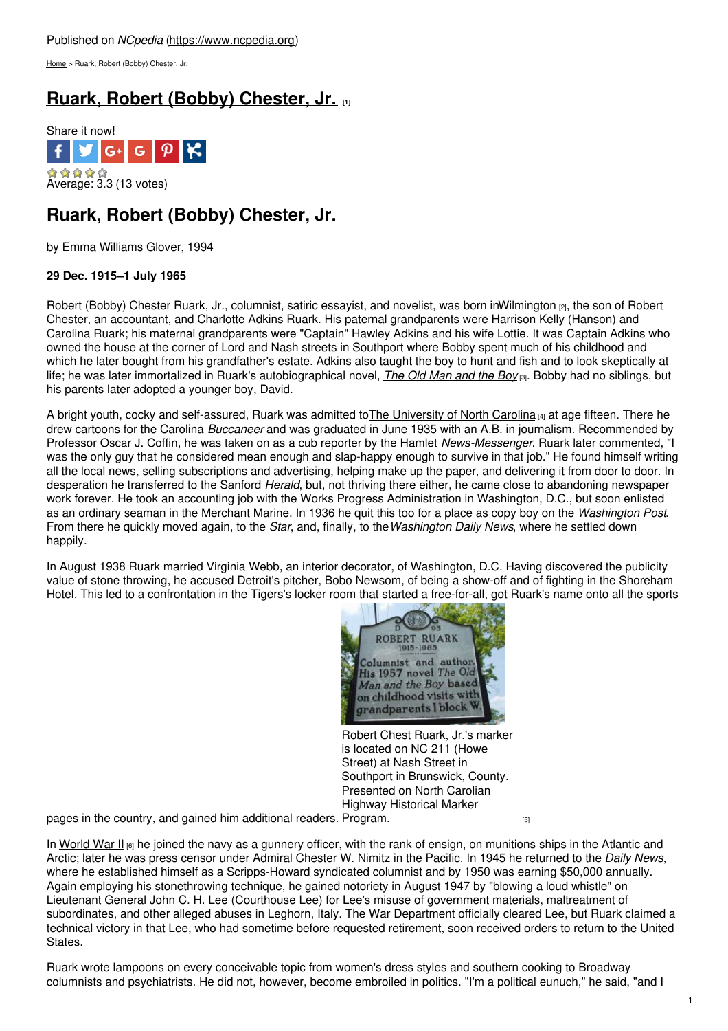Published on *NCpedia* (https://www.ncpedia.org)

Home > Ruark, Robert (Bobby) Chester, Jr.

# Ruark, Robert (Bobby) Chester, Jr. [1]

Share it now!

Average: 3.3 (13 votes)

## Ruark, Robert (Bobby) Chester, Jr.

by Emma Williams Glover, 1994

**29 Dec. 1915–1 July 1965**

Robert (Bobby) Chester Ruark, Jr., columnist, satiric essayist, and novelist, was born in Wilmington [2], the son of Robert Chester, an accountant, and Charlotte Adkins Ruark. His paternal grandparents were Harrison Kelly (Hanson) and Carolina Ruark; his maternal grandparents were "Captain" Hawley Adkins and his wife Lottie. It was Captain Adkins who owned the house at the corner of Lord and Nash streets in Southport where Bobby spent much of his childhood and which he later bought from his grandfather's estate. Adkins also taught the boy to hunt and fish and to look skeptically at life; he was later immortalized in Ruark's autobiographical novel, *The Old Man and the Boy* [3]. Bobby had no siblings, but his parents later adopted a younger boy, David.

A bright youth, cocky and self-assured, Ruark was admitted to The University of North Carolina [4] at age fifteen. There he drew cartoons for the Carolina *Buccaneer* and was graduated in June 1935 with an A.B. in journalism. Recommended by Professor Oscar J. Coffin, he was taken on as a cub reporter by the Hamlet *News-Messenger*. Ruark later commented, "I was the only guy that he considered mean enough and slap-happy enough to survive in that job." He found himself writing all the local news, selling subscriptions and advertising, helping make up the paper, and delivering it from door to door. In desperation he transferred to the Sanford *Herald*, but, not thriving there either, he came close to abandoning newspaper work forever. He took an accounting job with the Works Progress Administration in Washington, D.C., but soon enlisted as an ordinary seaman in the Merchant Marine. In 1936 he quit this too for a place as copy boy on the *Washington Post*. From there he quickly moved again, to the *Star*, and, finally, to the *Washington Daily News*, where he settled down happily.

In August 1938 Ruark married Virginia Webb, an interior decorator, of Washington, D.C. Having discovered the publicity value of stone throwing, he accused Detroit's pitcher, Bobo Newsom, of being a show-off and of fighting in the Shoreham Hotel. This led to a confrontation in the Tigers's locker room that started a free-for-all, got Ruark's name onto all the sports pages in the country, and gained him additional readers.

Robert Chest Ruark, Jr.'s marker is located on NC 211 (Howe Street) at Nash Street in Southport in Brunswick, County. Presented on North Carolian Highway Historical Marker Program. [5]

In World War II [6] he joined the navy as a gunnery officer, with the rank of ensign, on munitions ships in the Atlantic and Arctic; later he was press censor under Admiral Chester W. Nimitz in the Pacific. In 1945 he returned to the *Daily News*, where he established himself as a Scripps-Howard syndicated columnist and by 1950 was earning $50,000 annually. Again employing his stonethrowing technique, he gained notoriety in August 1947 by "blowing a loud whistle" on Lieutenant General John C. H. Lee (Courthouse Lee) for Lee's misuse of government materials, maltreatment of subordinates, and other alleged abuses in Leghorn, Italy. The War Department officially cleared Lee, but Ruark claimed a technical victory in that Lee, who had sometime before requested retirement, soon received orders to return to the United States.

Ruark wrote lampoons on every conceivable topic from women's dress styles and southern cooking to Broadway columnists and psychiatrists. He did not, however, become embroiled in politics. "I'm a political eunuch," he said, "and I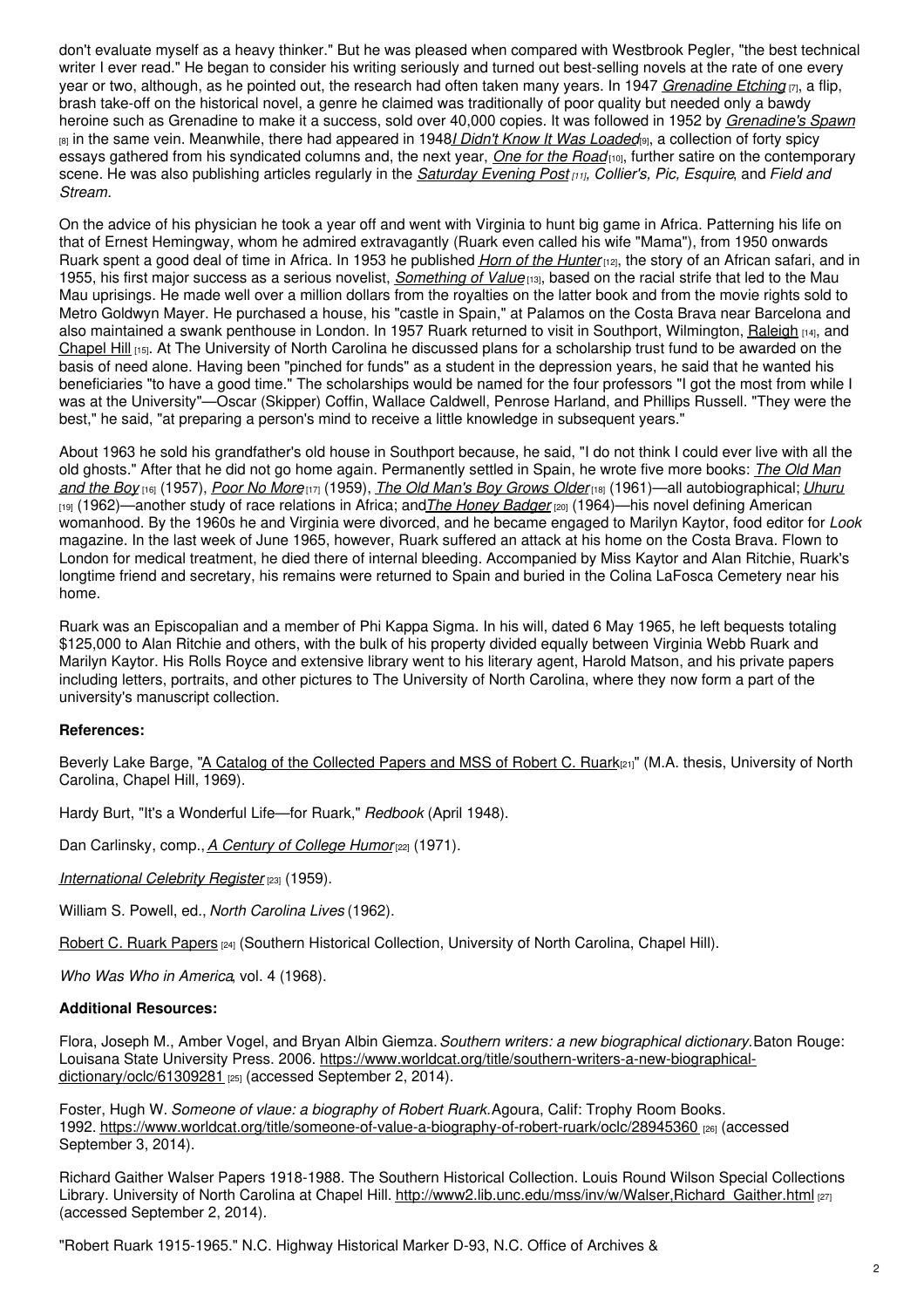don't evaluate myself as a heavy thinker." But he was pleased when compared with Westbrook Pegler, "the best technical writer I ever read." He began to consider his writing seriously and turned out best-selling novels at the rate of one every year or two, although, as he pointed out, the research had often taken many years. In 1947 *Grenadine Etching* [7], a flip, brash take-off on the historical novel, a genre he claimed was traditionally of poor quality but needed only a bawdy heroine such as Grenadine to make it a success, sold over 40,000 copies. It was followed in 1952 by *Grenadine's Spawn* [8] in the same vein. Meanwhile, there had appeared in 1948 *I Didn't Know It Was Loaded* [9], a collection of forty spicy essays gathered from his syndicated columns and, the next year, *One for the Road* [10], further satire on the contemporary scene. He was also publishing articles regularly in the *Saturday Evening Post* [11], *Collier's, Pic, Esquire*, and *Field and Stream*.

On the advice of his physician he took a year off and went with Virginia to hunt big game in Africa. Patterning his life on that of Ernest Hemingway, whom he admired extravagantly (Ruark even called his wife "Mama"), from 1950 onwards Ruark spent a good deal of time in Africa. In 1953 he published *Horn of the Hunter* [12], the story of an African safari, and in 1955, his first major success as a serious novelist, *Something of Value* [13], based on the racial strife that led to the Mau Mau uprisings. He made well over a million dollars from the royalties on the latter book and from the movie rights sold to Metro Goldwyn Mayer. He purchased a house, his "castle in Spain," at Palamos on the Costa Brava near Barcelona and also maintained a swank penthouse in London. In 1957 Ruark returned to visit in Southport, Wilmington, Raleigh [14], and Chapel Hill [15]. At The University of North Carolina he discussed plans for a scholarship trust fund to be awarded on the basis of need alone. Having been "pinched for funds" as a student in the depression years, he said that he wanted his beneficiaries "to have a good time." The scholarships would be named for the four professors "I got the most from while I was at the University"—Oscar (Skipper) Coffin, Wallace Caldwell, Penrose Harland, and Phillips Russell. "They were the best," he said, "at preparing a person's mind to receive a little knowledge in subsequent years."

About 1963 he sold his grandfather's old house in Southport because, he said, "I do not think I could ever live with all the old ghosts." After that he did not go home again. Permanently settled in Spain, he wrote five more books: *The Old Man and the Boy* [16] (1957), *Poor No More* [17] (1959), *The Old Man's Boy Grows Older* [18] (1961)—all autobiographical; *Uhuru* [19] (1962)—another study of race relations in Africa; and *The Honey Badger* [20] (1964)—his novel defining American womanhood. By the 1960s he and Virginia were divorced, and he became engaged to Marilyn Kaytor, food editor for *Look* magazine. In the last week of June 1965, however, Ruark suffered an attack at his home on the Costa Brava. Flown to London for medical treatment, he died there of internal bleeding. Accompanied by Miss Kaytor and Alan Ritchie, Ruark's longtime friend and secretary, his remains were returned to Spain and buried in the Colina LaFosca Cemetery near his home.

Ruark was an Episcopalian and a member of Phi Kappa Sigma. In his will, dated 6 May 1965, he left bequests totaling $125,000 to Alan Ritchie and others, with the bulk of his property divided equally between Virginia Webb Ruark and Marilyn Kaytor. His Rolls Royce and extensive library went to his literary agent, Harold Matson, and his private papers including letters, portraits, and other pictures to The University of North Carolina, where they now form a part of the university's manuscript collection.

**References:**

Beverly Lake Barge, "A Catalog of the Collected Papers and MSS of Robert C. Ruark [21]" (M.A. thesis, University of North Carolina, Chapel Hill, 1969).

Hardy Burt, "It's a Wonderful Life—for Ruark," *Redbook* (April 1948).

Dan Carlinsky, comp., *A Century of College Humor* [22] (1971).

*International Celebrity Register* [23] (1959).

William S. Powell, ed., *North Carolina Lives* (1962).

Robert C. Ruark Papers [24] (Southern Historical Collection, University of North Carolina, Chapel Hill).

*Who Was Who in America*, vol. 4 (1968).

**Additional Resources:**

Flora, Joseph M., Amber Vogel, and Bryan Albin Giemza. *Southern writers: a new biographical dictionary.* Baton Rouge: Louisana State University Press. 2006. https://www.worldcat.org/title/southern-writers-a-new-biographical-dictionary/oclc/61309281 [25] (accessed September 2, 2014).

Foster, Hugh W. *Someone of vlaue: a biography of Robert Ruark.* Agoura, Calif: Trophy Room Books. 1992. https://www.worldcat.org/title/someone-of-value-a-biography-of-robert-ruark/oclc/28945360 [26] (accessed September 3, 2014).

Richard Gaither Walser Papers 1918-1988. The Southern Historical Collection. Louis Round Wilson Special Collections Library. University of North Carolina at Chapel Hill. http://www2.lib.unc.edu/mss/inv/w/Walser,Richard_Gaither.html [27] (accessed September 2, 2014).

"Robert Ruark 1915-1965." N.C. Highway Historical Marker D-93, N.C. Office of Archives &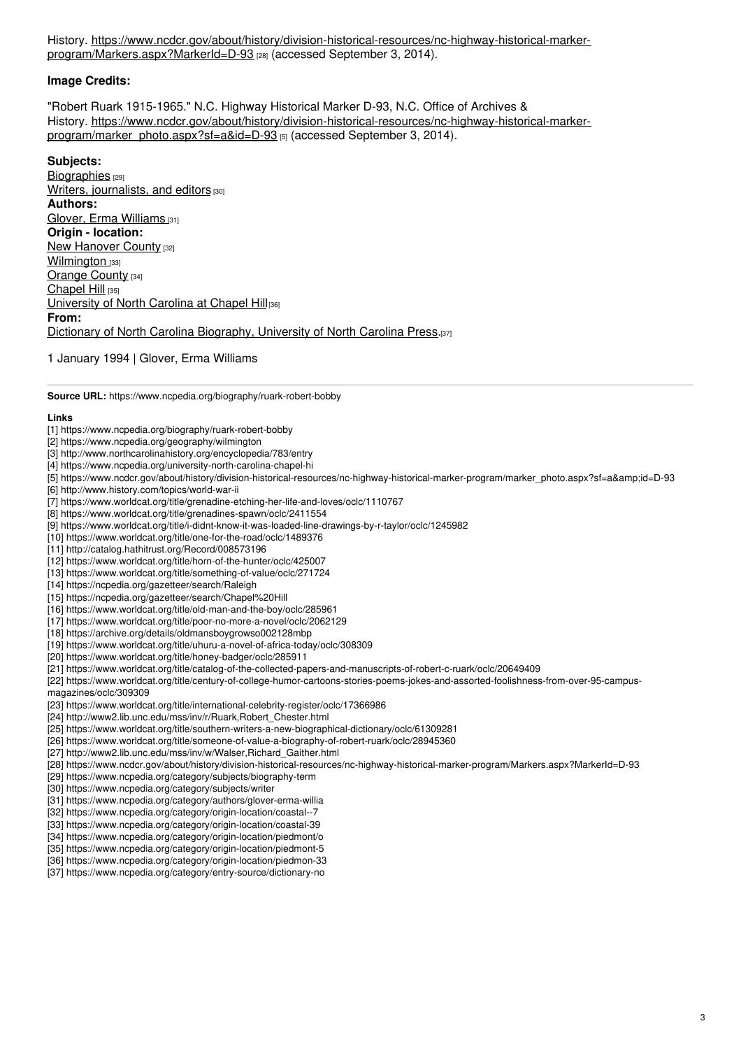History. https://www.ncdcr.gov/about/history/division-historical-resources/nc-highway-historical-marker-program/Markers.aspx?MarkerId=D-93 [28] (accessed September 3, 2014).

**Image Credits:**

"Robert Ruark 1915-1965." N.C. Highway Historical Marker D-93, N.C. Office of Archives & History. https://www.ncdcr.gov/about/history/division-historical-resources/nc-highway-historical-marker-program/marker_photo.aspx?sf=a&id=D-93 [5] (accessed September 3, 2014).

**Subjects:**
Biographies [29]
Writers, journalists, and editors [30]
**Authors:**
Glover, Erma Williams [31]
**Origin - location:**
New Hanover County [32]
Wilmington [33]
Orange County [34]
Chapel Hill [35]
University of North Carolina at Chapel Hill [36]
**From:**
Dictionary of North Carolina Biography, University of North Carolina Press. [37]

1 January 1994 | Glover, Erma Williams

**Source URL:** https://www.ncpedia.org/biography/ruark-robert-bobby

**Links**

[1] https://www.ncpedia.org/biography/ruark-robert-bobby
[2] https://www.ncpedia.org/geography/wilmington
[3] http://www.northcarolinahistory.org/encyclopedia/783/entry
[4] https://www.ncpedia.org/university-north-carolina-chapel-hi
[5] https://www.ncdcr.gov/about/history/division-historical-resources/nc-highway-historical-marker-program/marker_photo.aspx?sf=a&amp;id=D-93
[6] http://www.history.com/topics/world-war-ii
[7] https://www.worldcat.org/title/grenadine-etching-her-life-and-loves/oclc/1110767
[8] https://www.worldcat.org/title/grenadines-spawn/oclc/2411554
[9] https://www.worldcat.org/title/i-didnt-know-it-was-loaded-line-drawings-by-r-taylor/oclc/1245982
[10] https://www.worldcat.org/title/one-for-the-road/oclc/1489376
[11] http://catalog.hathitrust.org/Record/008573196
[12] https://www.worldcat.org/title/horn-of-the-hunter/oclc/425007
[13] https://www.worldcat.org/title/something-of-value/oclc/271724
[14] https://ncpedia.org/gazetteer/search/Raleigh
[15] https://ncpedia.org/gazetteer/search/Chapel%20Hill
[16] https://www.worldcat.org/title/old-man-and-the-boy/oclc/285961
[17] https://www.worldcat.org/title/poor-no-more-a-novel/oclc/2062129
[18] https://archive.org/details/oldmansboygrowso002128mbp
[19] https://www.worldcat.org/title/uhuru-a-novel-of-africa-today/oclc/308309
[20] https://www.worldcat.org/title/honey-badger/oclc/285911
[21] https://www.worldcat.org/title/catalog-of-the-collected-papers-and-manuscripts-of-robert-c-ruark/oclc/20649409
[22] https://www.worldcat.org/title/century-of-college-humor-cartoons-stories-poems-jokes-and-assorted-foolishness-from-over-95-campus-magazines/oclc/309309
[23] https://www.worldcat.org/title/international-celebrity-register/oclc/17366986
[24] http://www2.lib.unc.edu/mss/inv/r/Ruark,Robert_Chester.html
[25] https://www.worldcat.org/title/southern-writers-a-new-biographical-dictionary/oclc/61309281
[26] https://www.worldcat.org/title/someone-of-value-a-biography-of-robert-ruark/oclc/28945360
[27] http://www2.lib.unc.edu/mss/inv/w/Walser,Richard_Gaither.html
[28] https://www.ncdcr.gov/about/history/division-historical-resources/nc-highway-historical-marker-program/Markers.aspx?MarkerId=D-93
[29] https://www.ncpedia.org/category/subjects/biography-term
[30] https://www.ncpedia.org/category/subjects/writer
[31] https://www.ncpedia.org/category/authors/glover-erma-willia
[32] https://www.ncpedia.org/category/origin-location/coastal--7
[33] https://www.ncpedia.org/category/origin-location/coastal-39
[34] https://www.ncpedia.org/category/origin-location/piedmont/o
[35] https://www.ncpedia.org/category/origin-location/piedmont-5
[36] https://www.ncpedia.org/category/origin-location/piedmon-33
[37] https://www.ncpedia.org/category/entry-source/dictionary-no